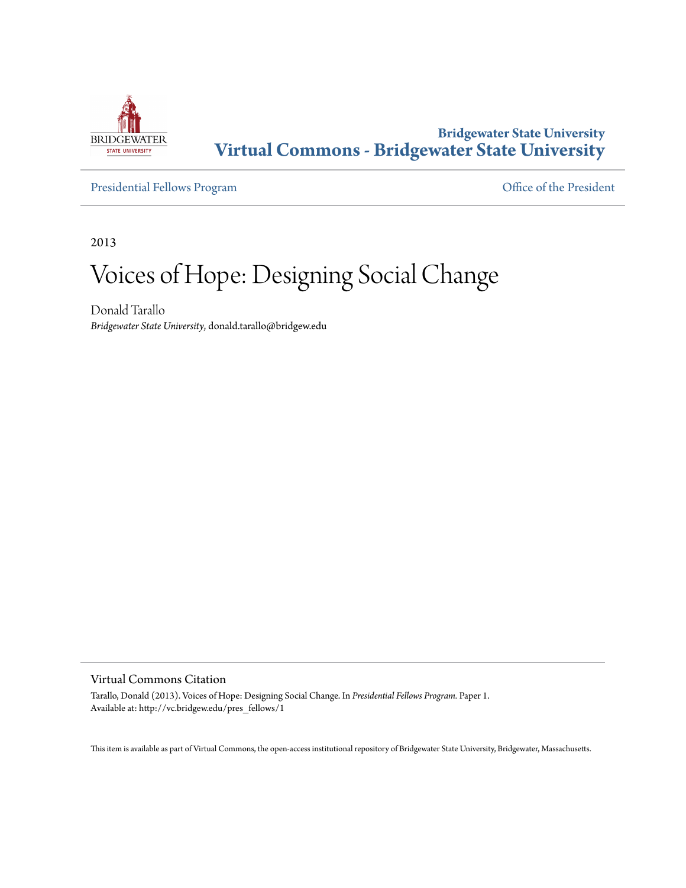Bridgewater State University

**Virtual Commons - Bridgewater State University**

Presidential Fellows Program

Office of the President

2013

# Voices of Hope: Designing Social Change

Donald Tarallo

*Bridgewater State University*, donald.tarallo@bridgew.edu

## Virtual Commons Citation

Tarallo, Donald (2013). Voices of Hope: Designing Social Change. In *Presidential Fellows Program*. Paper 1.
Available at: http://vc.bridgew.edu/pres_fellows/1

This item is available as part of Virtual Commons, the open-access institutional repository of Bridgewater State University, Bridgewater, Massachusetts.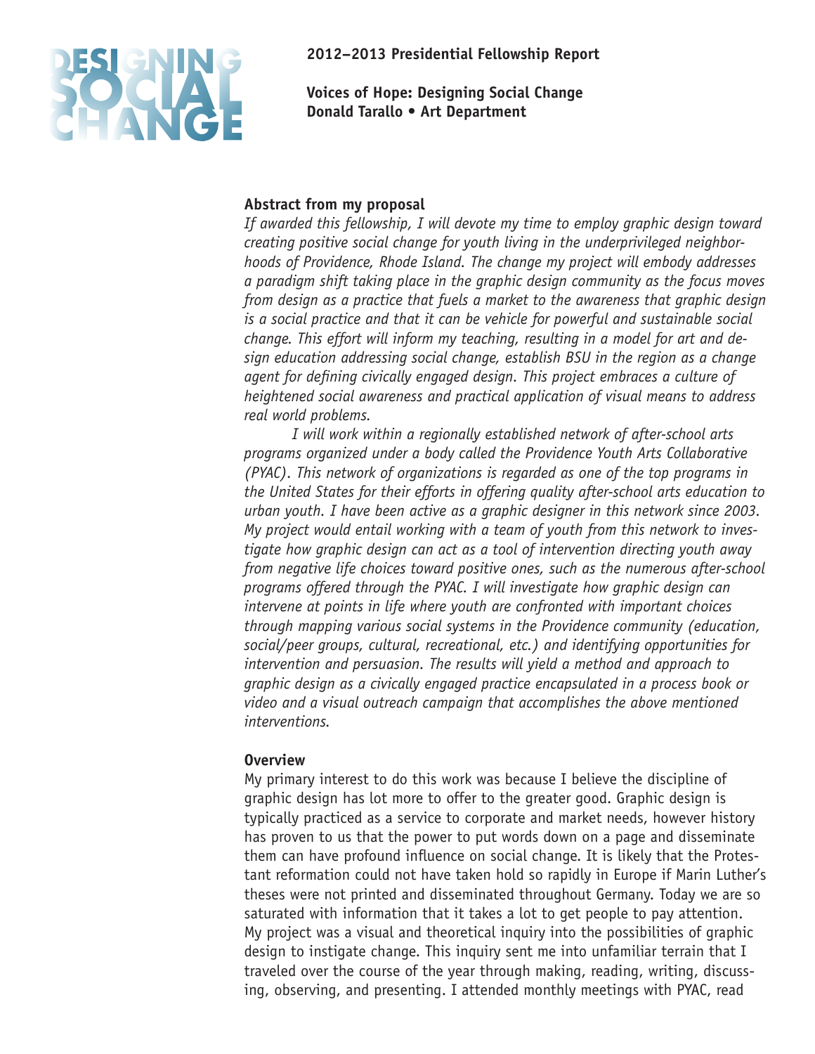# DESIGNING SOCIAL CHANGE

**2012–2013 Presidential Fellowship Report**

**Voices of Hope: Designing Social Change**
**Donald Tarallo • Art Department**

### Abstract from my proposal

*If awarded this fellowship, I will devote my time to employ graphic design toward creating positive social change for youth living in the underprivileged neighborhoods of Providence, Rhode Island. The change my project will embody addresses a paradigm shift taking place in the graphic design community as the focus moves from design as a practice that fuels a market to the awareness that graphic design is a social practice and that it can be vehicle for powerful and sustainable social change. This effort will inform my teaching, resulting in a model for art and design education addressing social change, establish BSU in the region as a change agent for defining civically engaged design. This project embraces a culture of heightened social awareness and practical application of visual means to address real world problems.*

*I will work within a regionally established network of after-school arts programs organized under a body called the Providence Youth Arts Collaborative (PYAC). This network of organizations is regarded as one of the top programs in the United States for their efforts in offering quality after-school arts education to urban youth. I have been active as a graphic designer in this network since 2003. My project would entail working with a team of youth from this network to investigate how graphic design can act as a tool of intervention directing youth away from negative life choices toward positive ones, such as the numerous after-school programs offered through the PYAC. I will investigate how graphic design can intervene at points in life where youth are confronted with important choices through mapping various social systems in the Providence community (education, social/peer groups, cultural, recreational, etc.) and identifying opportunities for intervention and persuasion. The results will yield a method and approach to graphic design as a civically engaged practice encapsulated in a process book or video and a visual outreach campaign that accomplishes the above mentioned interventions.*

### Overview

My primary interest to do this work was because I believe the discipline of graphic design has lot more to offer to the greater good. Graphic design is typically practiced as a service to corporate and market needs, however history has proven to us that the power to put words down on a page and disseminate them can have profound influence on social change. It is likely that the Protestant reformation could not have taken hold so rapidly in Europe if Marin Luther's theses were not printed and disseminated throughout Germany. Today we are so saturated with information that it takes a lot to get people to pay attention. My project was a visual and theoretical inquiry into the possibilities of graphic design to instigate change. This inquiry sent me into unfamiliar terrain that I traveled over the course of the year through making, reading, writing, discussing, observing, and presenting. I attended monthly meetings with PYAC, read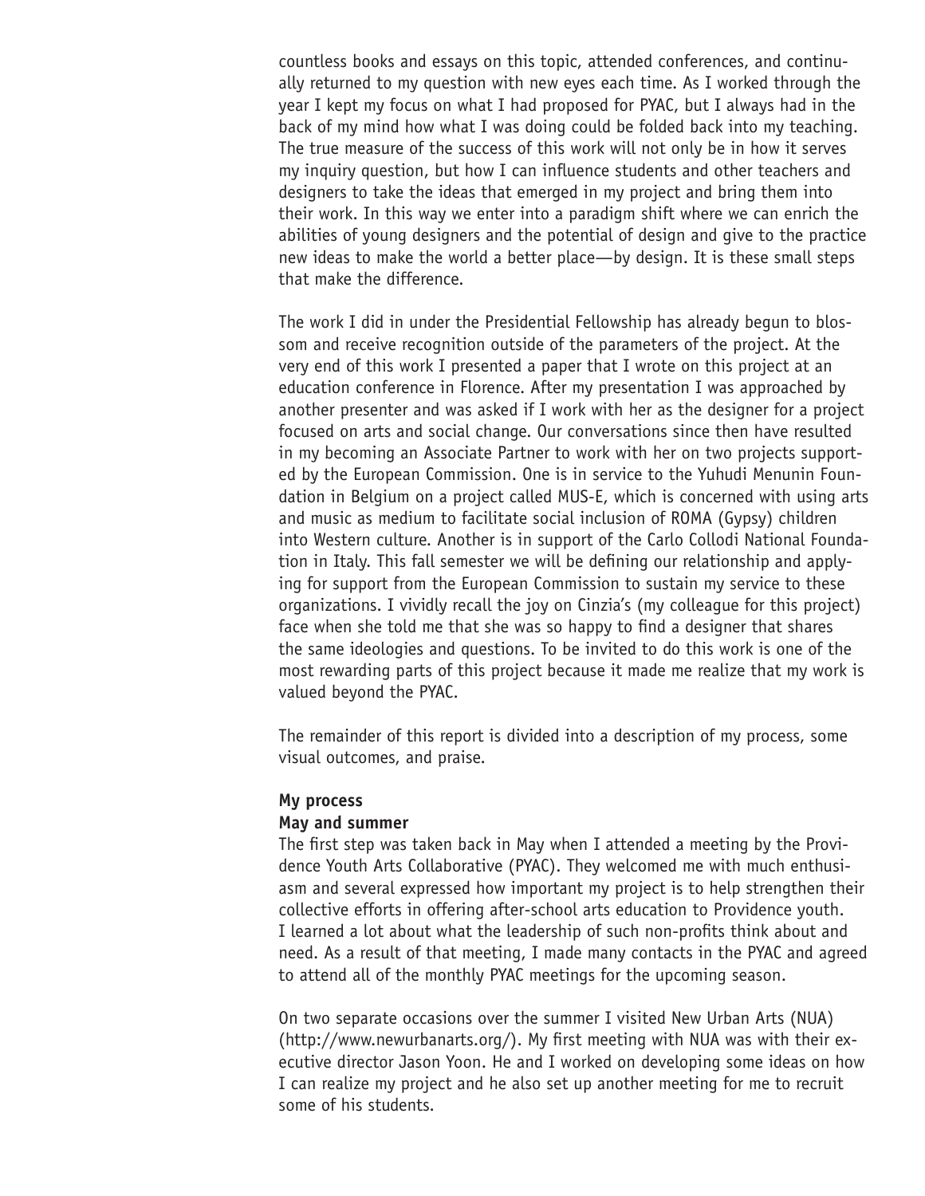countless books and essays on this topic, attended conferences, and continually returned to my question with new eyes each time. As I worked through the year I kept my focus on what I had proposed for PYAC, but I always had in the back of my mind how what I was doing could be folded back into my teaching. The true measure of the success of this work will not only be in how it serves my inquiry question, but how I can influence students and other teachers and designers to take the ideas that emerged in my project and bring them into their work. In this way we enter into a paradigm shift where we can enrich the abilities of young designers and the potential of design and give to the practice new ideas to make the world a better place—by design. It is these small steps that make the difference.

The work I did in under the Presidential Fellowship has already begun to blossom and receive recognition outside of the parameters of the project. At the very end of this work I presented a paper that I wrote on this project at an education conference in Florence. After my presentation I was approached by another presenter and was asked if I work with her as the designer for a project focused on arts and social change. Our conversations since then have resulted in my becoming an Associate Partner to work with her on two projects supported by the European Commission. One is in service to the Yuhudi Menunin Foundation in Belgium on a project called MUS-E, which is concerned with using arts and music as medium to facilitate social inclusion of ROMA (Gypsy) children into Western culture. Another is in support of the Carlo Collodi National Foundation in Italy. This fall semester we will be defining our relationship and applying for support from the European Commission to sustain my service to these organizations. I vividly recall the joy on Cinzia's (my colleague for this project) face when she told me that she was so happy to find a designer that shares the same ideologies and questions. To be invited to do this work is one of the most rewarding parts of this project because it made me realize that my work is valued beyond the PYAC.

The remainder of this report is divided into a description of my process, some visual outcomes, and praise.

**My process**

**May and summer**

The first step was taken back in May when I attended a meeting by the Providence Youth Arts Collaborative (PYAC). They welcomed me with much enthusiasm and several expressed how important my project is to help strengthen their collective efforts in offering after-school arts education to Providence youth. I learned a lot about what the leadership of such non-profits think about and need. As a result of that meeting, I made many contacts in the PYAC and agreed to attend all of the monthly PYAC meetings for the upcoming season.

On two separate occasions over the summer I visited New Urban Arts (NUA) (http://www.newurbanarts.org/). My first meeting with NUA was with their executive director Jason Yoon. He and I worked on developing some ideas on how I can realize my project and he also set up another meeting for me to recruit some of his students.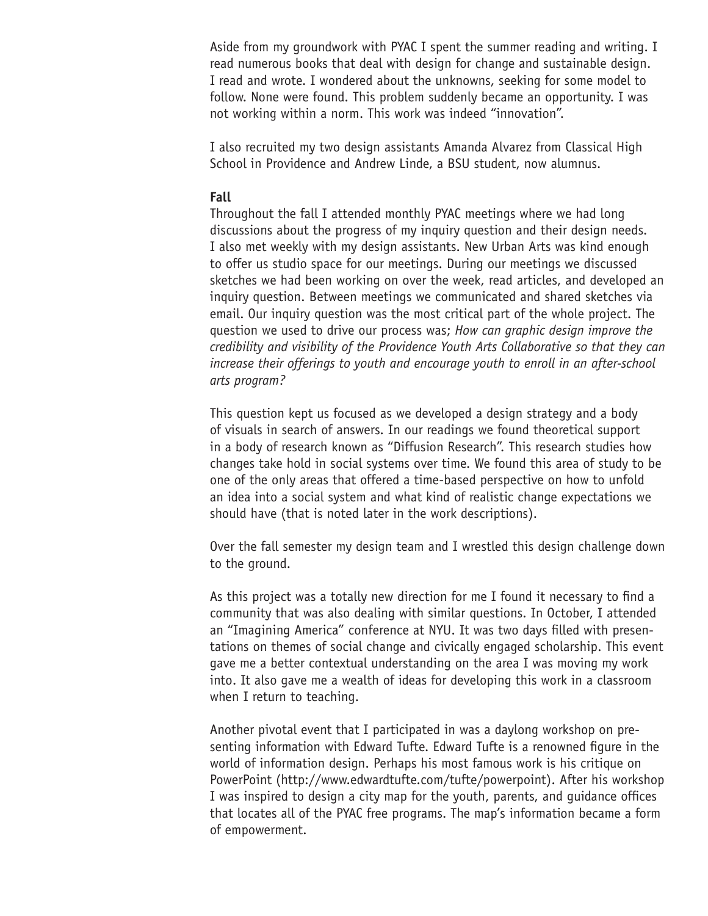Aside from my groundwork with PYAC I spent the summer reading and writing. I read numerous books that deal with design for change and sustainable design. I read and wrote. I wondered about the unknowns, seeking for some model to follow. None were found. This problem suddenly became an opportunity. I was not working within a norm. This work was indeed "innovation".

I also recruited my two design assistants Amanda Alvarez from Classical High School in Providence and Andrew Linde, a BSU student, now alumnus.

**Fall**

Throughout the fall I attended monthly PYAC meetings where we had long discussions about the progress of my inquiry question and their design needs. I also met weekly with my design assistants. New Urban Arts was kind enough to offer us studio space for our meetings. During our meetings we discussed sketches we had been working on over the week, read articles, and developed an inquiry question. Between meetings we communicated and shared sketches via email. Our inquiry question was the most critical part of the whole project. The question we used to drive our process was; *How can graphic design improve the credibility and visibility of the Providence Youth Arts Collaborative so that they can increase their offerings to youth and encourage youth to enroll in an after-school arts program?*

This question kept us focused as we developed a design strategy and a body of visuals in search of answers. In our readings we found theoretical support in a body of research known as "Diffusion Research". This research studies how changes take hold in social systems over time. We found this area of study to be one of the only areas that offered a time-based perspective on how to unfold an idea into a social system and what kind of realistic change expectations we should have (that is noted later in the work descriptions).

Over the fall semester my design team and I wrestled this design challenge down to the ground.

As this project was a totally new direction for me I found it necessary to find a community that was also dealing with similar questions. In October, I attended an "Imagining America" conference at NYU. It was two days filled with presentations on themes of social change and civically engaged scholarship. This event gave me a better contextual understanding on the area I was moving my work into. It also gave me a wealth of ideas for developing this work in a classroom when I return to teaching.

Another pivotal event that I participated in was a daylong workshop on presenting information with Edward Tufte. Edward Tufte is a renowned figure in the world of information design. Perhaps his most famous work is his critique on PowerPoint (http://www.edwardtufte.com/tufte/powerpoint). After his workshop I was inspired to design a city map for the youth, parents, and guidance offices that locates all of the PYAC free programs. The map's information became a form of empowerment.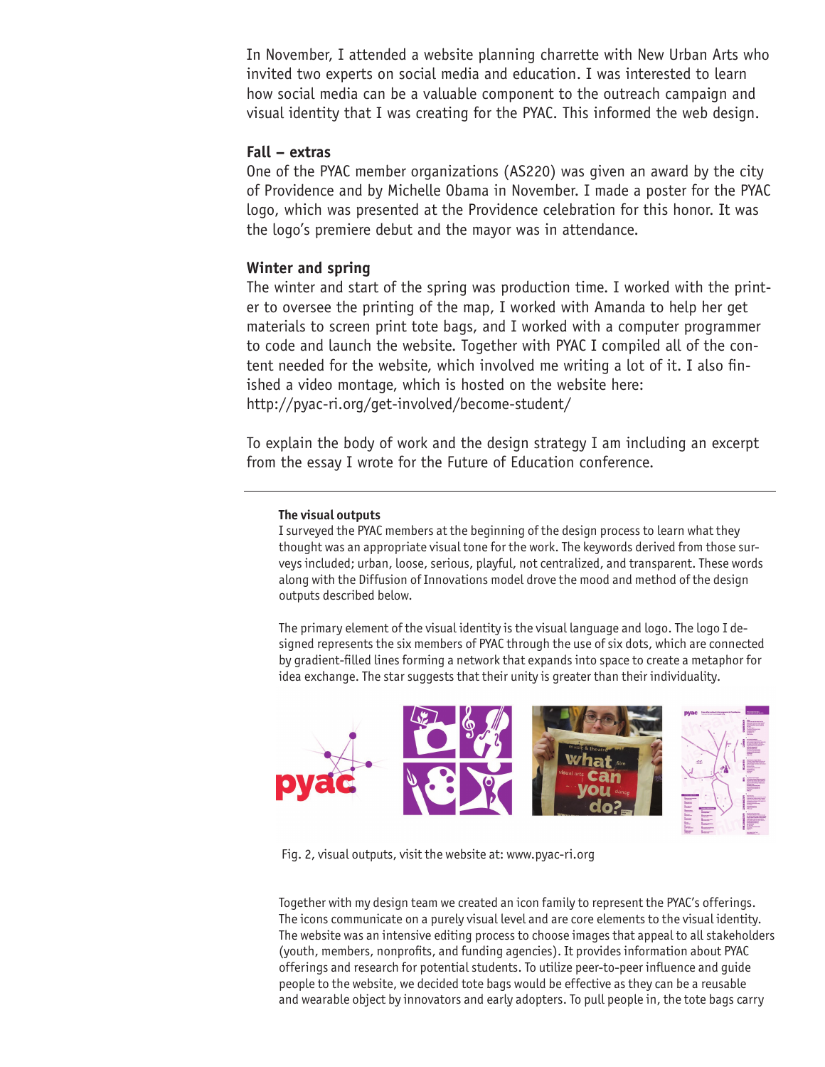In November, I attended a website planning charrette with New Urban Arts who invited two experts on social media and education. I was interested to learn how social media can be a valuable component to the outreach campaign and visual identity that I was creating for the PYAC. This informed the web design.

### Fall – extras

One of the PYAC member organizations (AS220) was given an award by the city of Providence and by Michelle Obama in November. I made a poster for the PYAC logo, which was presented at the Providence celebration for this honor. It was the logo's premiere debut and the mayor was in attendance.

### Winter and spring

The winter and start of the spring was production time. I worked with the printer to oversee the printing of the map, I worked with Amanda to help her get materials to screen print tote bags, and I worked with a computer programmer to code and launch the website. Together with PYAC I compiled all of the content needed for the website, which involved me writing a lot of it. I also finished a video montage, which is hosted on the website here: http://pyac-ri.org/get-involved/become-student/

To explain the body of work and the design strategy I am including an excerpt from the essay I wrote for the Future of Education conference.

---

**The visual outputs**

I surveyed the PYAC members at the beginning of the design process to learn what they thought was an appropriate visual tone for the work. The keywords derived from those surveys included; urban, loose, serious, playful, not centralized, and transparent. These words along with the Diffusion of Innovations model drove the mood and method of the design outputs described below.

The primary element of the visual identity is the visual language and logo. The logo I designed represents the six members of PYAC through the use of six dots, which are connected by gradient-filled lines forming a network that expands into space to create a metaphor for idea exchange. The star suggests that their unity is greater than their individuality.

Fig. 2, visual outputs, visit the website at: www.pyac-ri.org

Together with my design team we created an icon family to represent the PYAC's offerings. The icons communicate on a purely visual level and are core elements to the visual identity. The website was an intensive editing process to choose images that appeal to all stakeholders (youth, members, nonprofits, and funding agencies). It provides information about PYAC offerings and research for potential students. To utilize peer-to-peer influence and guide people to the website, we decided tote bags would be effective as they can be a reusable and wearable object by innovators and early adopters. To pull people in, the tote bags carry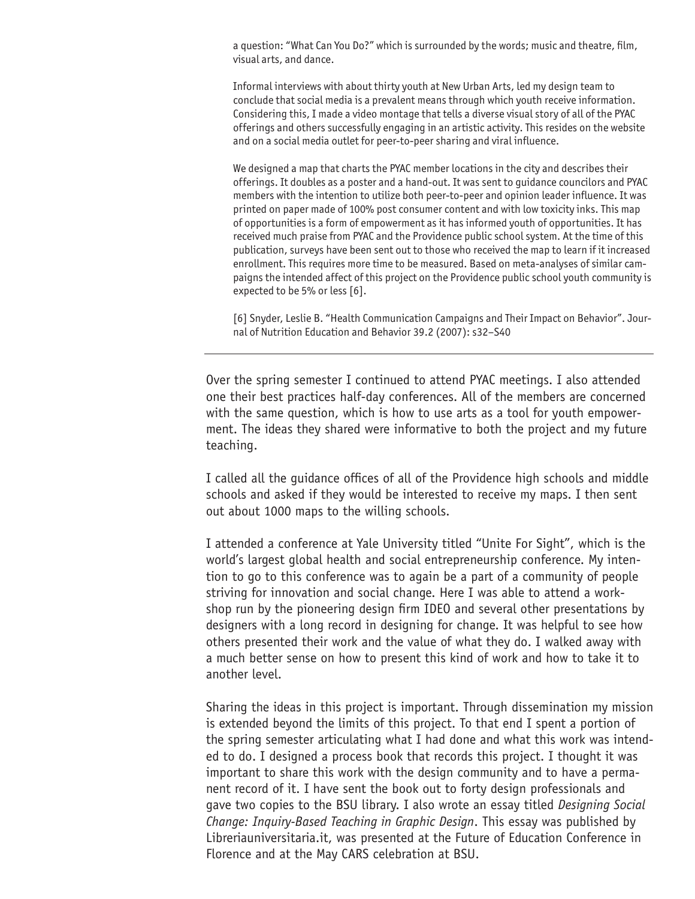a question: "What Can You Do?" which is surrounded by the words; music and theatre, film, visual arts, and dance.

Informal interviews with about thirty youth at New Urban Arts, led my design team to conclude that social media is a prevalent means through which youth receive information. Considering this, I made a video montage that tells a diverse visual story of all of the PYAC offerings and others successfully engaging in an artistic activity. This resides on the website and on a social media outlet for peer-to-peer sharing and viral influence.

We designed a map that charts the PYAC member locations in the city and describes their offerings. It doubles as a poster and a hand-out. It was sent to guidance councilors and PYAC members with the intention to utilize both peer-to-peer and opinion leader influence. It was printed on paper made of 100% post consumer content and with low toxicity inks. This map of opportunities is a form of empowerment as it has informed youth of opportunities. It has received much praise from PYAC and the Providence public school system. At the time of this publication, surveys have been sent out to those who received the map to learn if it increased enrollment. This requires more time to be measured. Based on meta-analyses of similar campaigns the intended affect of this project on the Providence public school youth community is expected to be 5% or less [6].

[6] Snyder, Leslie B. "Health Communication Campaigns and Their Impact on Behavior". Journal of Nutrition Education and Behavior 39.2 (2007): s32–S40

---

Over the spring semester I continued to attend PYAC meetings. I also attended one their best practices half-day conferences. All of the members are concerned with the same question, which is how to use arts as a tool for youth empowerment. The ideas they shared were informative to both the project and my future teaching.

I called all the guidance offices of all of the Providence high schools and middle schools and asked if they would be interested to receive my maps. I then sent out about 1000 maps to the willing schools.

I attended a conference at Yale University titled "Unite For Sight", which is the world's largest global health and social entrepreneurship conference. My intention to go to this conference was to again be a part of a community of people striving for innovation and social change. Here I was able to attend a workshop run by the pioneering design firm IDEO and several other presentations by designers with a long record in designing for change. It was helpful to see how others presented their work and the value of what they do. I walked away with a much better sense on how to present this kind of work and how to take it to another level.

Sharing the ideas in this project is important. Through dissemination my mission is extended beyond the limits of this project. To that end I spent a portion of the spring semester articulating what I had done and what this work was intended to do. I designed a process book that records this project. I thought it was important to share this work with the design community and to have a permanent record of it. I have sent the book out to forty design professionals and gave two copies to the BSU library. I also wrote an essay titled *Designing Social Change: Inquiry-Based Teaching in Graphic Design*. This essay was published by Libreriauniversitaria.it, was presented at the Future of Education Conference in Florence and at the May CARS celebration at BSU.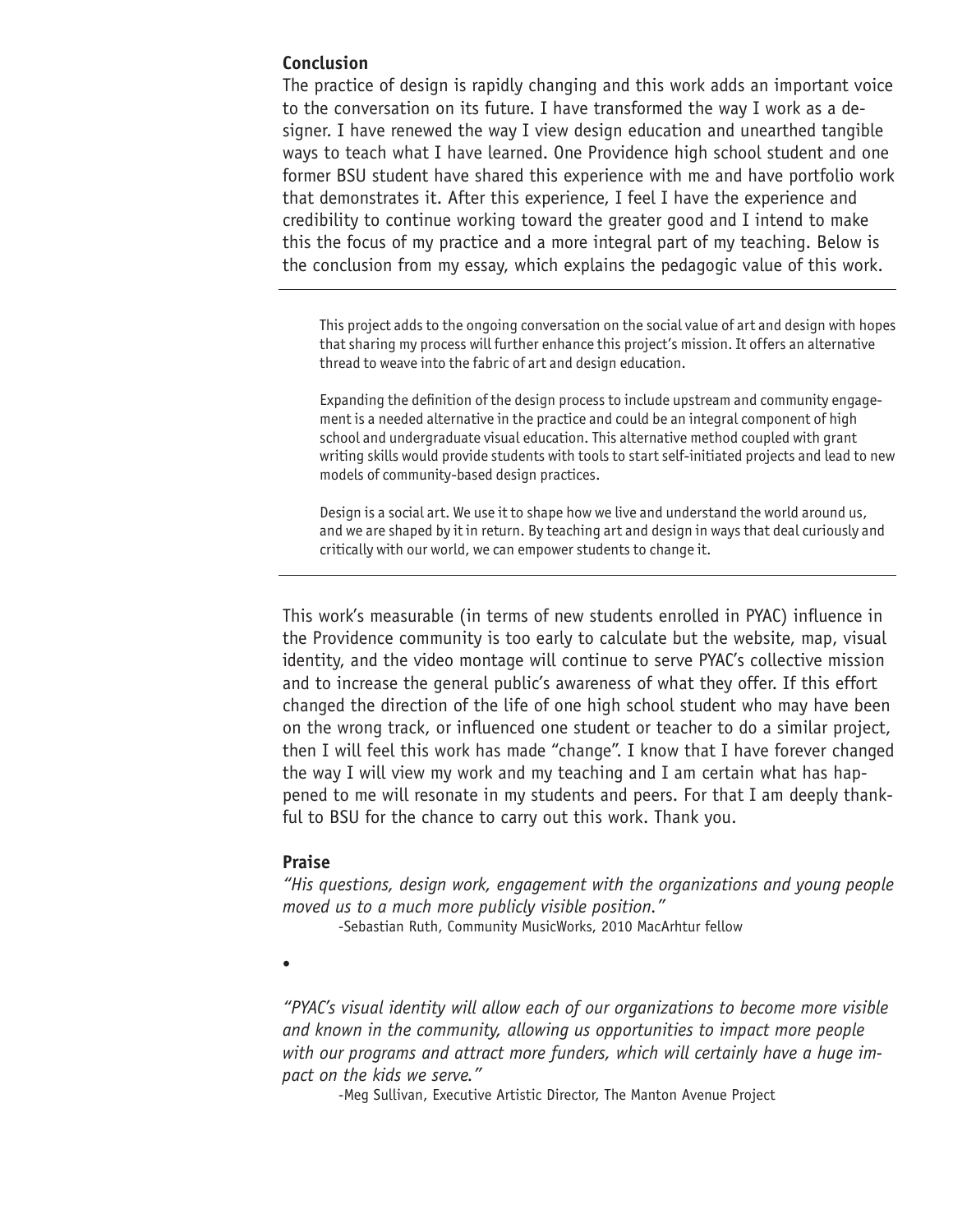## Conclusion

The practice of design is rapidly changing and this work adds an important voice to the conversation on its future. I have transformed the way I work as a designer. I have renewed the way I view design education and unearthed tangible ways to teach what I have learned. One Providence high school student and one former BSU student have shared this experience with me and have portfolio work that demonstrates it. After this experience, I feel I have the experience and credibility to continue working toward the greater good and I intend to make this the focus of my practice and a more integral part of my teaching. Below is the conclusion from my essay, which explains the pedagogic value of this work.

---

> This project adds to the ongoing conversation on the social value of art and design with hopes that sharing my process will further enhance this project's mission. It offers an alternative thread to weave into the fabric of art and design education.
>
> Expanding the definition of the design process to include upstream and community engagement is a needed alternative in the practice and could be an integral component of high school and undergraduate visual education. This alternative method coupled with grant writing skills would provide students with tools to start self-initiated projects and lead to new models of community-based design practices.
>
> Design is a social art. We use it to shape how we live and understand the world around us, and we are shaped by it in return. By teaching art and design in ways that deal curiously and critically with our world, we can empower students to change it.

---

This work's measurable (in terms of new students enrolled in PYAC) influence in the Providence community is too early to calculate but the website, map, visual identity, and the video montage will continue to serve PYAC's collective mission and to increase the general public's awareness of what they offer. If this effort changed the direction of the life of one high school student who may have been on the wrong track, or influenced one student or teacher to do a similar project, then I will feel this work has made "change". I know that I have forever changed the way I will view my work and my teaching and I am certain what has happened to me will resonate in my students and peers. For that I am deeply thankful to BSU for the chance to carry out this work. Thank you.

## Praise

*"His questions, design work, engagement with the organizations and young people moved us to a much more publicly visible position."*

-Sebastian Ruth, Community MusicWorks, 2010 MacArhtur fellow

•

*"PYAC's visual identity will allow each of our organizations to become more visible and known in the community, allowing us opportunities to impact more people with our programs and attract more funders, which will certainly have a huge impact on the kids we serve."*

-Meg Sullivan, Executive Artistic Director, The Manton Avenue Project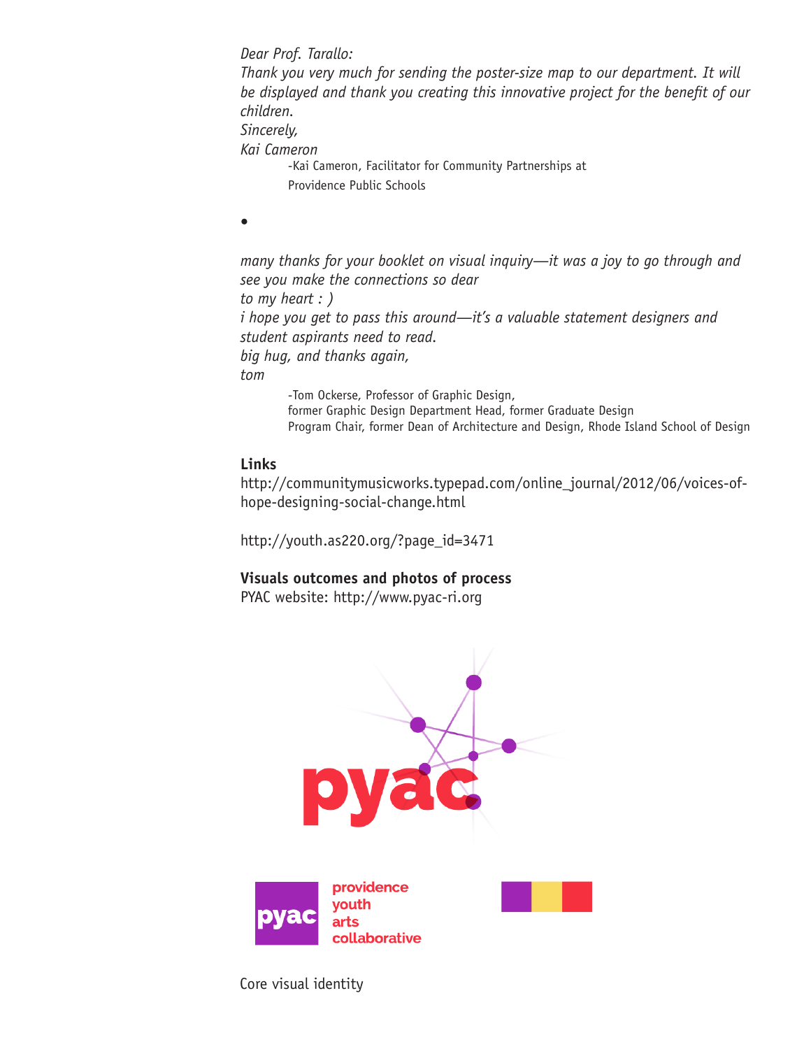*Dear Prof. Tarallo:*
*Thank you very much for sending the poster-size map to our department. It will be displayed and thank you creating this innovative project for the benefit of our children.*
*Sincerely,*
*Kai Cameron*

-Kai Cameron, Facilitator for Community Partnerships at Providence Public Schools

•

*many thanks for your booklet on visual inquiry—it was a joy to go through and see you make the connections so dear to my heart : )*
*i hope you get to pass this around—it's a valuable statement designers and student aspirants need to read.*
*big hug, and thanks again,*
*tom*

-Tom Ockerse, Professor of Graphic Design, former Graphic Design Department Head, former Graduate Design Program Chair, former Dean of Architecture and Design, Rhode Island School of Design

**Links**

http://communitymusicworks.typepad.com/online_journal/2012/06/voices-of-hope-designing-social-change.html

http://youth.as220.org/?page_id=3471

**Visuals outcomes and photos of process**

PYAC website: http://www.pyac-ri.org

pyac

pyac providence youth arts collaborative

Core visual identity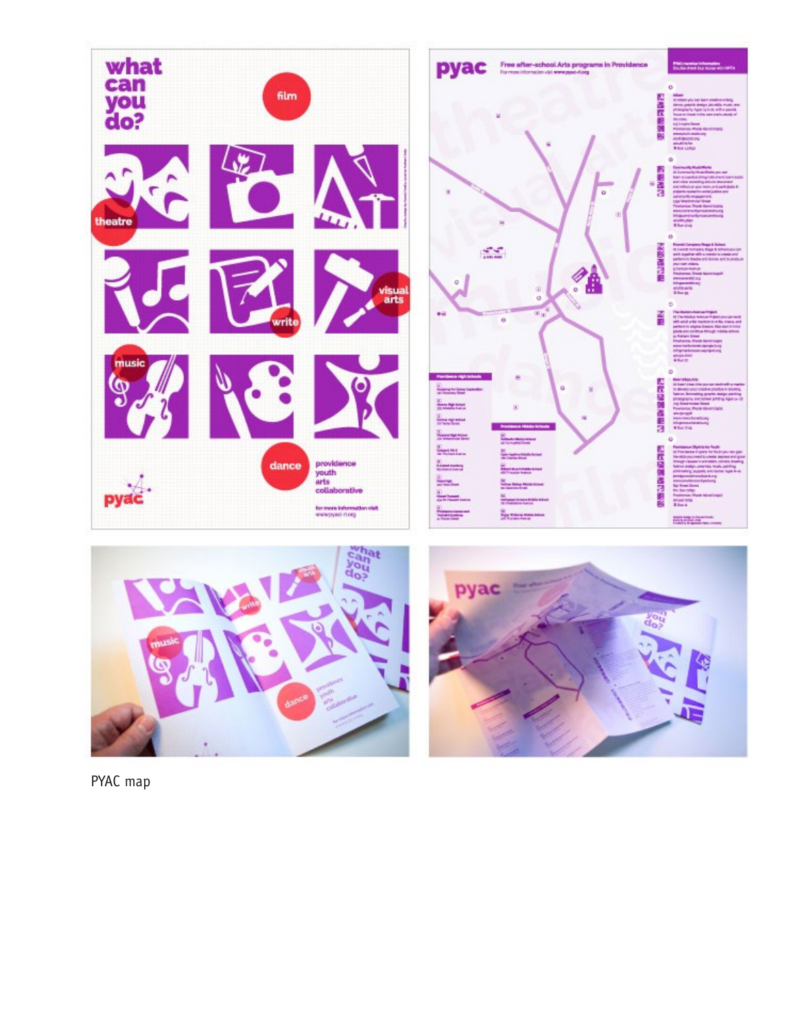PYAC map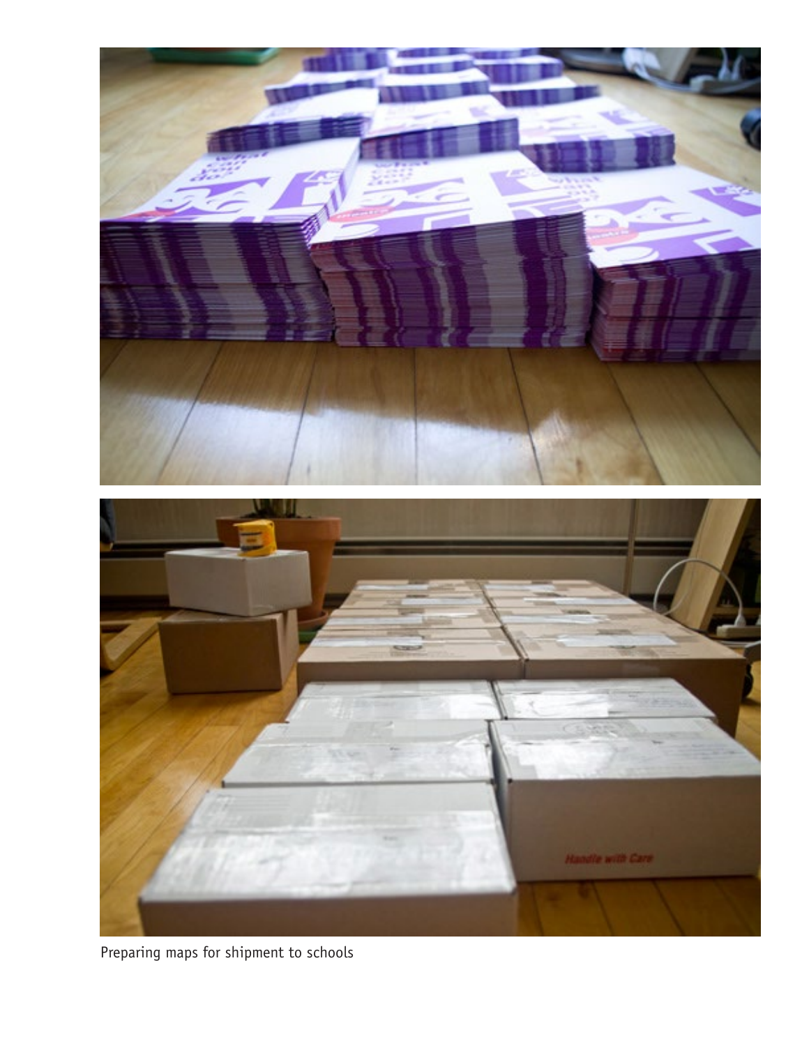Preparing maps for shipment to schools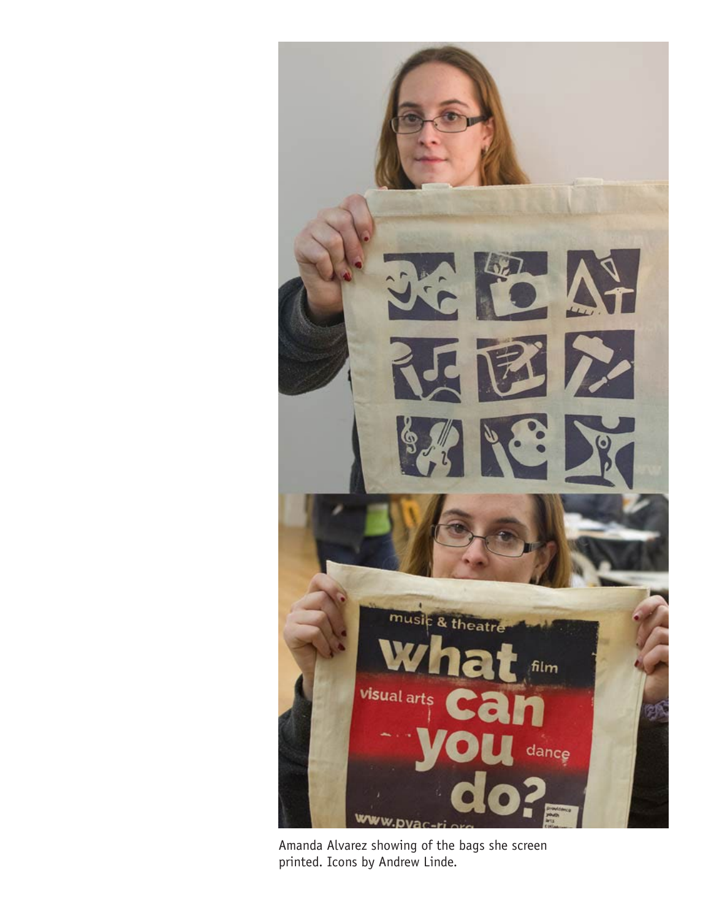Amanda Alvarez showing of the bags she screen printed. Icons by Andrew Linde.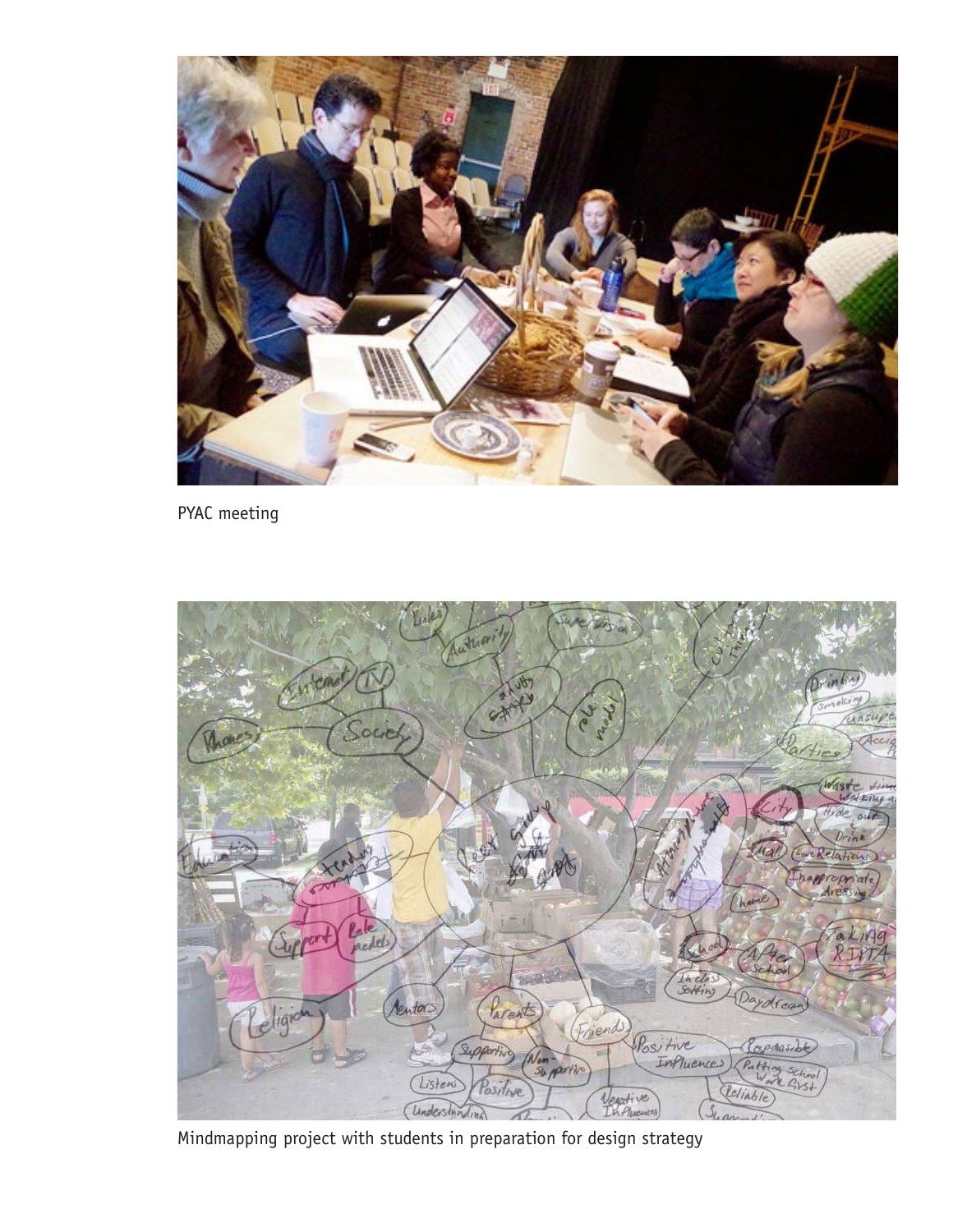PYAC meeting

Mindmapping project with students in preparation for design strategy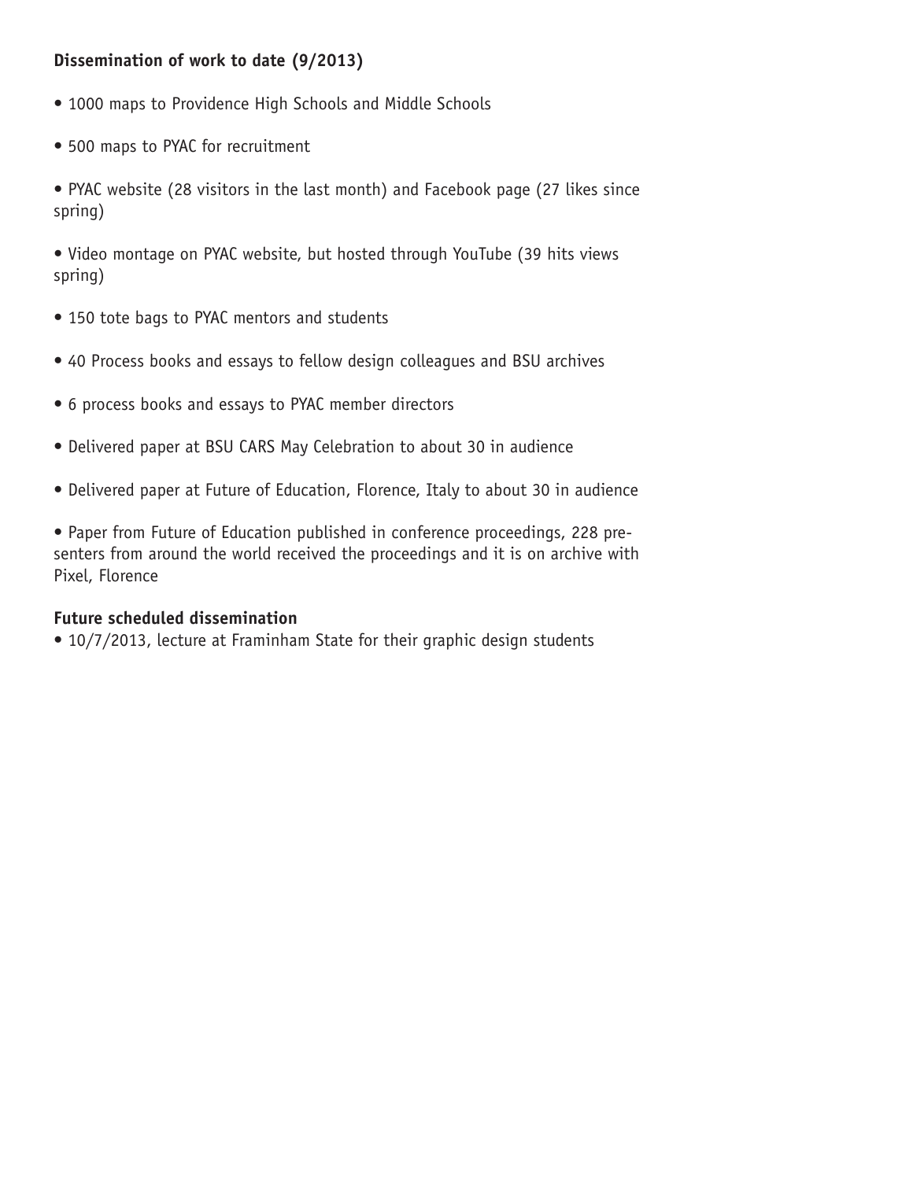**Dissemination of work to date (9/2013)**

- 1000 maps to Providence High Schools and Middle Schools
- 500 maps to PYAC for recruitment
- PYAC website (28 visitors in the last month) and Facebook page (27 likes since spring)
- Video montage on PYAC website, but hosted through YouTube (39 hits views spring)
- 150 tote bags to PYAC mentors and students
- 40 Process books and essays to fellow design colleagues and BSU archives
- 6 process books and essays to PYAC member directors
- Delivered paper at BSU CARS May Celebration to about 30 in audience
- Delivered paper at Future of Education, Florence, Italy to about 30 in audience
- Paper from Future of Education published in conference proceedings, 228 presenters from around the world received the proceedings and it is on archive with Pixel, Florence

**Future scheduled dissemination**

- 10/7/2013, lecture at Framinham State for their graphic design students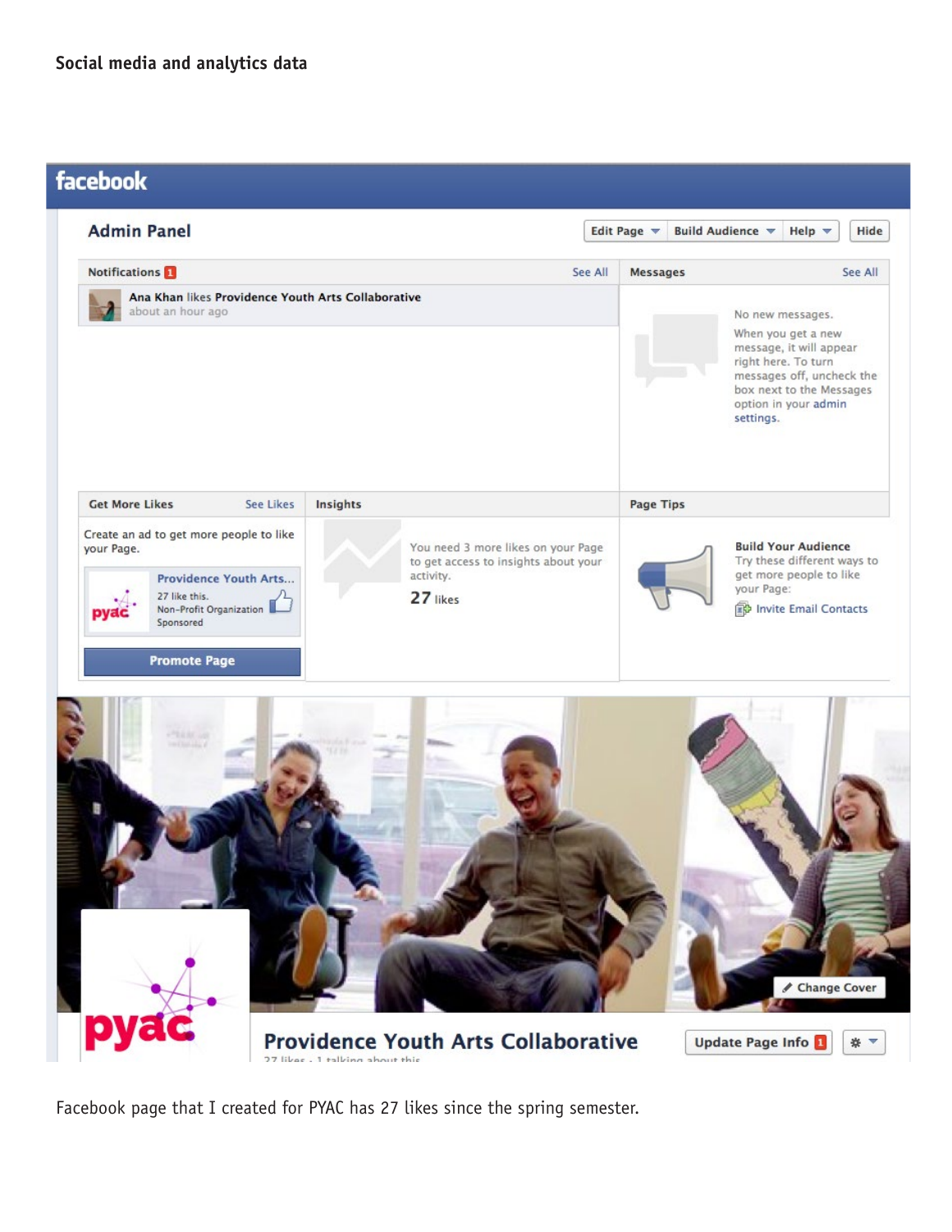**Social media and analytics data**

Facebook page that I created for PYAC has 27 likes since the spring semester.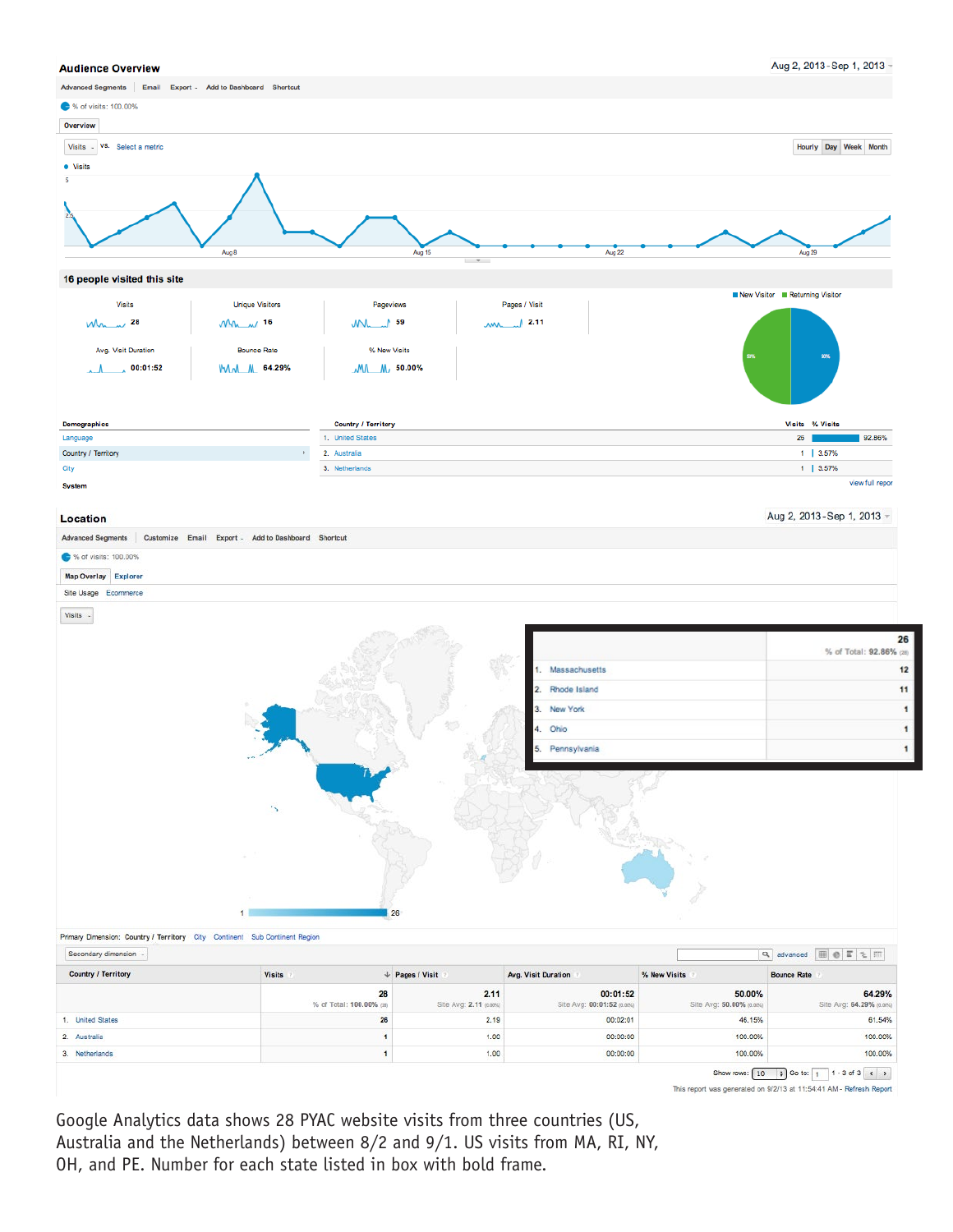## Audience Overview

Aug 2, 2013 - Sep 1, 2013

Advanced Segments | Email | Export | Add to Dashboard | Shortcut

% of visits: 100.00%

Overview

Visits vs. Select a metric

Hourly | Day | Week | Month

Visits

5

2.5

Aug 8

Aug 15

Aug 22

Aug 29

### 16 people visited this site

| Metric | Value |
|---|---|
| Visits | 28 |
| Unique Visitors | 16 |
| Pageviews | 59 |
| Pages / Visit | 2.11 |
| Avg. Visit Duration | 00:01:52 |
| Bounce Rate | 64.29% |
| % New Visits | 50.00% |

New Visitor | Returning Visitor

50% | 50%

| Demographics |
|---|
| Language |
| Country / Territory |
| City |
| System |

| Country / Territory | Visits | % Visits |
|---|---|---|
| 1. United States | 26 | 92.86% |
| 2. Australia | 1 | 3.57% |
| 3. Netherlands | 1 | 3.57% |

view full report

## Location

Aug 2, 2013 - Sep 1, 2013

Advanced Segments | Customize | Email | Export | Add to Dashboard | Shortcut

% of visits: 100.00%

Map Overlay | Explorer

Site Usage | Ecommerce

Visits

| | 26 % of Total: 92.86% (28) |
|---|---|
| 1. Massachusetts | 12 |
| 2. Rhode Island | 11 |
| 3. New York | 1 |
| 4. Ohio | 1 |
| 5. Pennsylvania | 1 |

1 26

Primary Dimension: Country / Territory | City | Continent | Sub Continent Region

Secondary dimension | advanced

| Country / Territory | Visits | Pages / Visit | Avg. Visit Duration | % New Visits | Bounce Rate |
|---|---|---|---|---|---|
| | 28 % of Total: 100.00% (28) | 2.11 Site Avg: 2.11 (0.00%) | 00:01:52 Site Avg: 00:01:52 (0.00%) | 50.00% Site Avg: 50.00% (0.00%) | 64.29% Site Avg: 64.29% (0.00%) |
| 1. United States | 26 | 2.19 | 00:02:01 | 46.15% | 61.54% |
| 2. Australia | 1 | 1.00 | 00:00:00 | 100.00% | 100.00% |
| 3. Netherlands | 1 | 1.00 | 00:00:00 | 100.00% | 100.00% |

Show rows: 10 Go to: 1 1 - 3 of 3

This report was generated on 9/2/13 at 11:54:41 AM - Refresh Report

Google Analytics data shows 28 PYAC website visits from three countries (US, Australia and the Netherlands) between 8/2 and 9/1. US visits from MA, RI, NY, OH, and PE. Number for each state listed in box with bold frame.